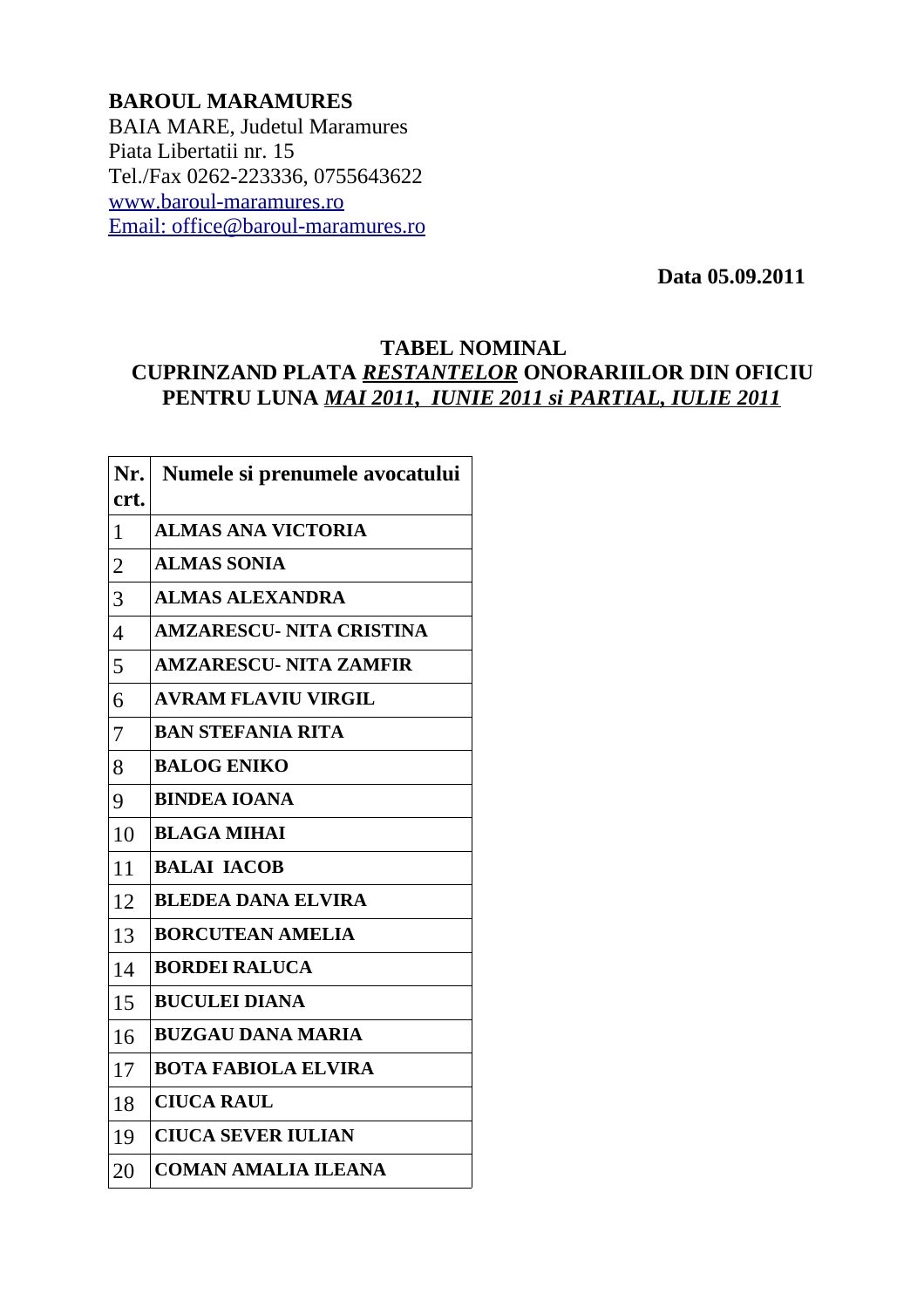**BAROUL MARAMURES**
BAIA MARE, Judetul Maramures
Piata Libertatii nr. 15
Tel./Fax 0262-223336, 0755643622
www.baroul-maramures.ro
Email: office@baroul-maramures.ro

**Data 05.09.2011**

**TABEL NOMINAL**
**CUPRINZAND PLATA *RESTANTELOR* ONORARIILOR DIN OFICIU**
**PENTRU LUNA *MAI 2011, IUNIE 2011 si PARTIAL, IULIE 2011***

| Nr. crt. | Numele si prenumele avocatului |
|---|---|
| 1 | ALMAS ANA VICTORIA |
| 2 | ALMAS SONIA |
| 3 | ALMAS ALEXANDRA |
| 4 | AMZARESCU- NITA CRISTINA |
| 5 | AMZARESCU- NITA ZAMFIR |
| 6 | AVRAM FLAVIU VIRGIL |
| 7 | BAN STEFANIA RITA |
| 8 | BALOG ENIKO |
| 9 | BINDEA IOANA |
| 10 | BLAGA MIHAI |
| 11 | BALAI IACOB |
| 12 | BLEDEA DANA ELVIRA |
| 13 | BORCUTEAN AMELIA |
| 14 | BORDEI RALUCA |
| 15 | BUCULEI DIANA |
| 16 | BUZGAU DANA MARIA |
| 17 | BOTA FABIOLA ELVIRA |
| 18 | CIUCA RAUL |
| 19 | CIUCA SEVER IULIAN |
| 20 | COMAN AMALIA ILEANA |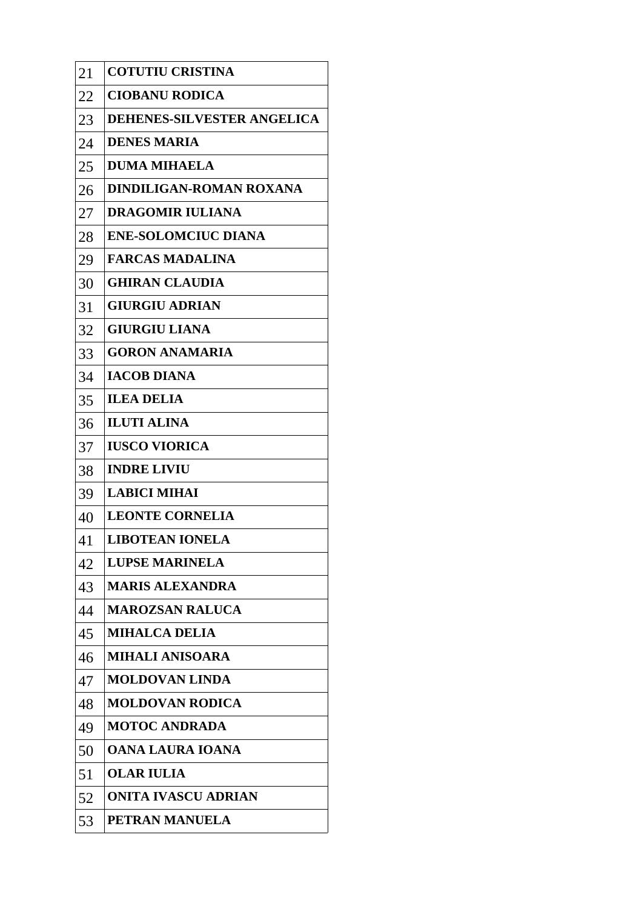| | |
|---|---|
| 21 | **COTUTIU CRISTINA** |
| 22 | **CIOBANU RODICA** |
| 23 | **DEHENES-SILVESTER ANGELICA** |
| 24 | **DENES MARIA** |
| 25 | **DUMA MIHAELA** |
| 26 | **DINDILIGAN-ROMAN ROXANA** |
| 27 | **DRAGOMIR IULIANA** |
| 28 | **ENE-SOLOMCIUC DIANA** |
| 29 | **FARCAS MADALINA** |
| 30 | **GHIRAN CLAUDIA** |
| 31 | **GIURGIU ADRIAN** |
| 32 | **GIURGIU LIANA** |
| 33 | **GORON ANAMARIA** |
| 34 | **IACOB DIANA** |
| 35 | **ILEA DELIA** |
| 36 | **ILUTI ALINA** |
| 37 | **IUSCO VIORICA** |
| 38 | **INDRE LIVIU** |
| 39 | **LABICI MIHAI** |
| 40 | **LEONTE CORNELIA** |
| 41 | **LIBOTEAN IONELA** |
| 42 | **LUPSE MARINELA** |
| 43 | **MARIS ALEXANDRA** |
| 44 | **MAROZSAN RALUCA** |
| 45 | **MIHALCA DELIA** |
| 46 | **MIHALI ANISOARA** |
| 47 | **MOLDOVAN LINDA** |
| 48 | **MOLDOVAN RODICA** |
| 49 | **MOTOC ANDRADA** |
| 50 | **OANA LAURA IOANA** |
| 51 | **OLAR IULIA** |
| 52 | **ONITA IVASCU ADRIAN** |
| 53 | **PETRAN MANUELA** |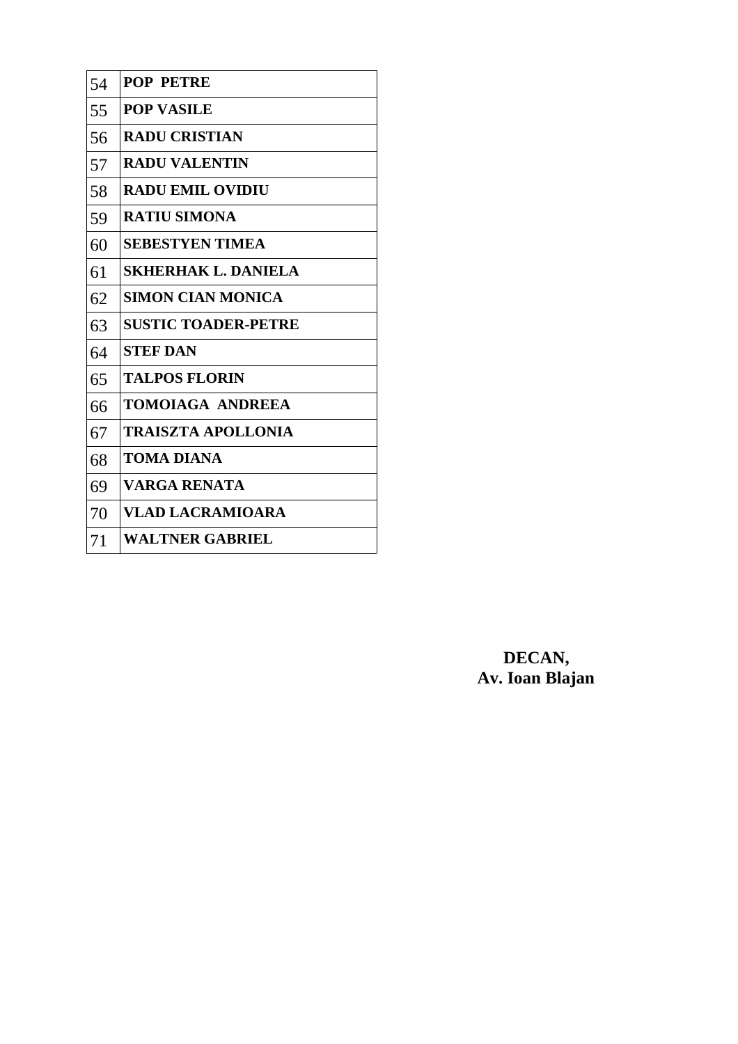| | |
|---|---|
| 54 | **POP PETRE** |
| 55 | **POP VASILE** |
| 56 | **RADU CRISTIAN** |
| 57 | **RADU VALENTIN** |
| 58 | **RADU EMIL OVIDIU** |
| 59 | **RATIU SIMONA** |
| 60 | **SEBESTYEN TIMEA** |
| 61 | **SKHERHAK L. DANIELA** |
| 62 | **SIMON CIAN MONICA** |
| 63 | **SUSTIC TOADER-PETRE** |
| 64 | **STEF DAN** |
| 65 | **TALPOS FLORIN** |
| 66 | **TOMOIAGA ANDREEA** |
| 67 | **TRAISZTA APOLLONIA** |
| 68 | **TOMA DIANA** |
| 69 | **VARGA RENATA** |
| 70 | **VLAD LACRAMIOARA** |
| 71 | **WALTNER GABRIEL** |

**DECAN,**
**Av. Ioan Blajan**